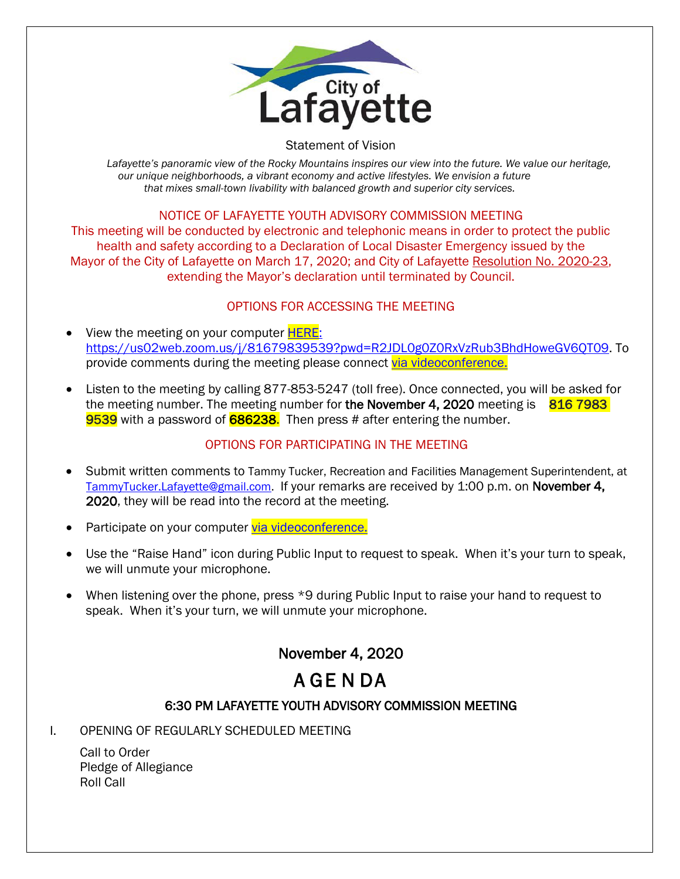City of Lafayette

Statement of Vision

*Lafayette's panoramic view of the Rocky Mountains inspires our view into the future. We value our heritage, our unique neighborhoods, a vibrant economy and active lifestyles. We envision a future that mixes small-town livability with balanced growth and superior city services.*

NOTICE OF LAFAYETTE YOUTH ADVISORY COMMISSION MEETING

This meeting will be conducted by electronic and telephonic means in order to protect the public health and safety according to a Declaration of Local Disaster Emergency issued by the Mayor of the City of Lafayette on March 17, 2020; and City of Lafayette Resolution No. 2020-23, extending the Mayor's declaration until terminated by Council.

OPTIONS FOR ACCESSING THE MEETING

- View the meeting on your computer HERE: https://us02web.zoom.us/j/81679839539?pwd=R2JDL0g0Z0RxVzRub3BhdHoweGV6QT09. To provide comments during the meeting please connect via videoconference.
- Listen to the meeting by calling 877-853-5247 (toll free). Once connected, you will be asked for the meeting number. The meeting number for **the November 4, 2020** meeting is **816 7983 9539** with a password of **686238**. Then press # after entering the number.

OPTIONS FOR PARTICIPATING IN THE MEETING

- Submit written comments to Tammy Tucker, Recreation and Facilities Management Superintendent, at TammyTucker.Lafayette@gmail.com. If your remarks are received by 1:00 p.m. on **November 4, 2020**, they will be read into the record at the meeting.
- Participate on your computer via videoconference.
- Use the "Raise Hand" icon during Public Input to request to speak. When it's your turn to speak, we will unmute your microphone.
- When listening over the phone, press *9 during Public Input to raise your hand to request to speak. When it's your turn, we will unmute your microphone.

## November 4, 2020

# A GE N DA

### 6:30 PM LAFAYETTE YOUTH ADVISORY COMMISSION MEETING

I. OPENING OF REGULARLY SCHEDULED MEETING

Call to Order
Pledge of Allegiance
Roll Call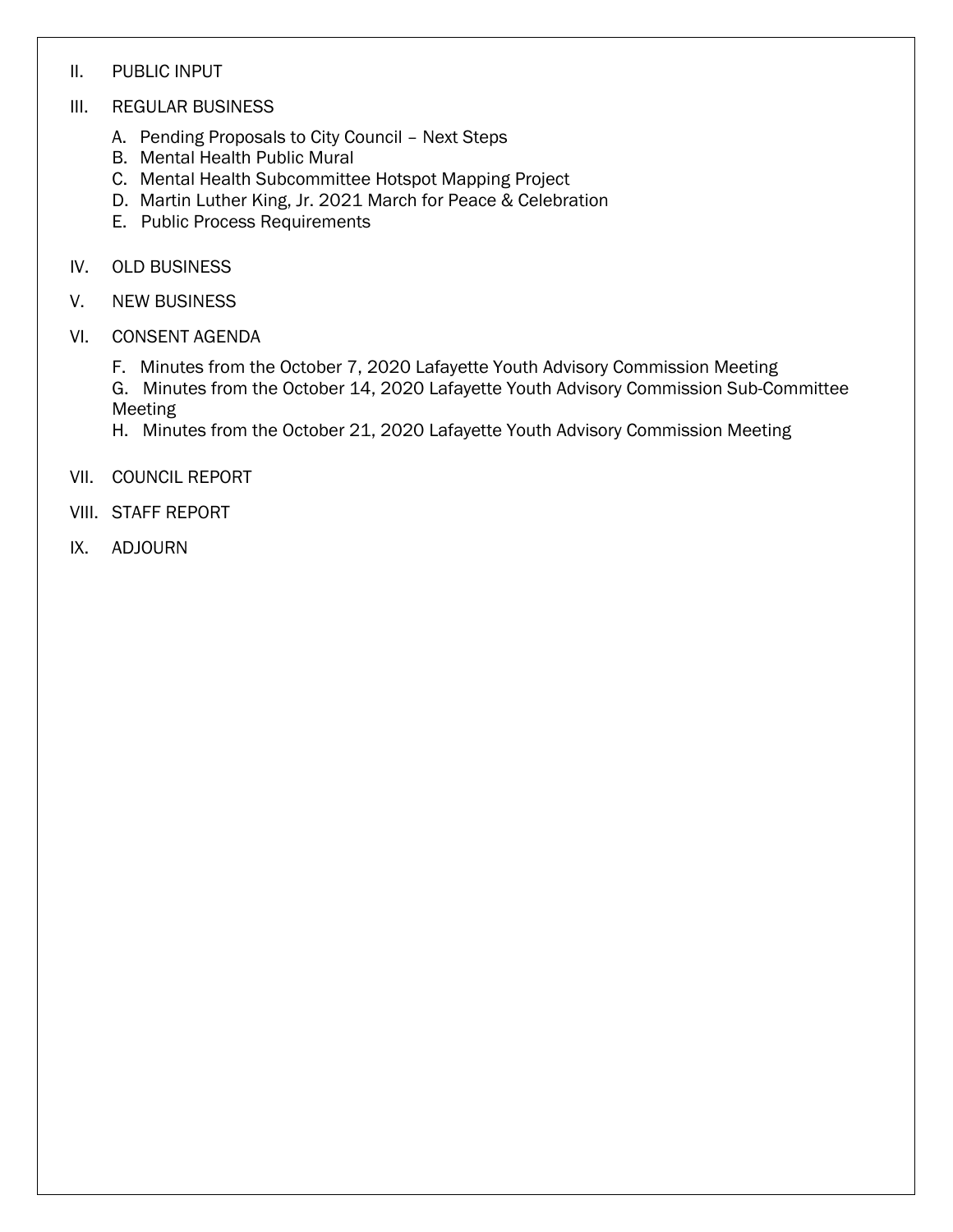II. PUBLIC INPUT

III. REGULAR BUSINESS

A. Pending Proposals to City Council – Next Steps
B. Mental Health Public Mural
C. Mental Health Subcommittee Hotspot Mapping Project
D. Martin Luther King, Jr. 2021 March for Peace & Celebration
E. Public Process Requirements

IV. OLD BUSINESS

V. NEW BUSINESS

VI. CONSENT AGENDA

F. Minutes from the October 7, 2020 Lafayette Youth Advisory Commission Meeting
G. Minutes from the October 14, 2020 Lafayette Youth Advisory Commission Sub-Committee Meeting
H. Minutes from the October 21, 2020 Lafayette Youth Advisory Commission Meeting

VII. COUNCIL REPORT

VIII. STAFF REPORT

IX. ADJOURN